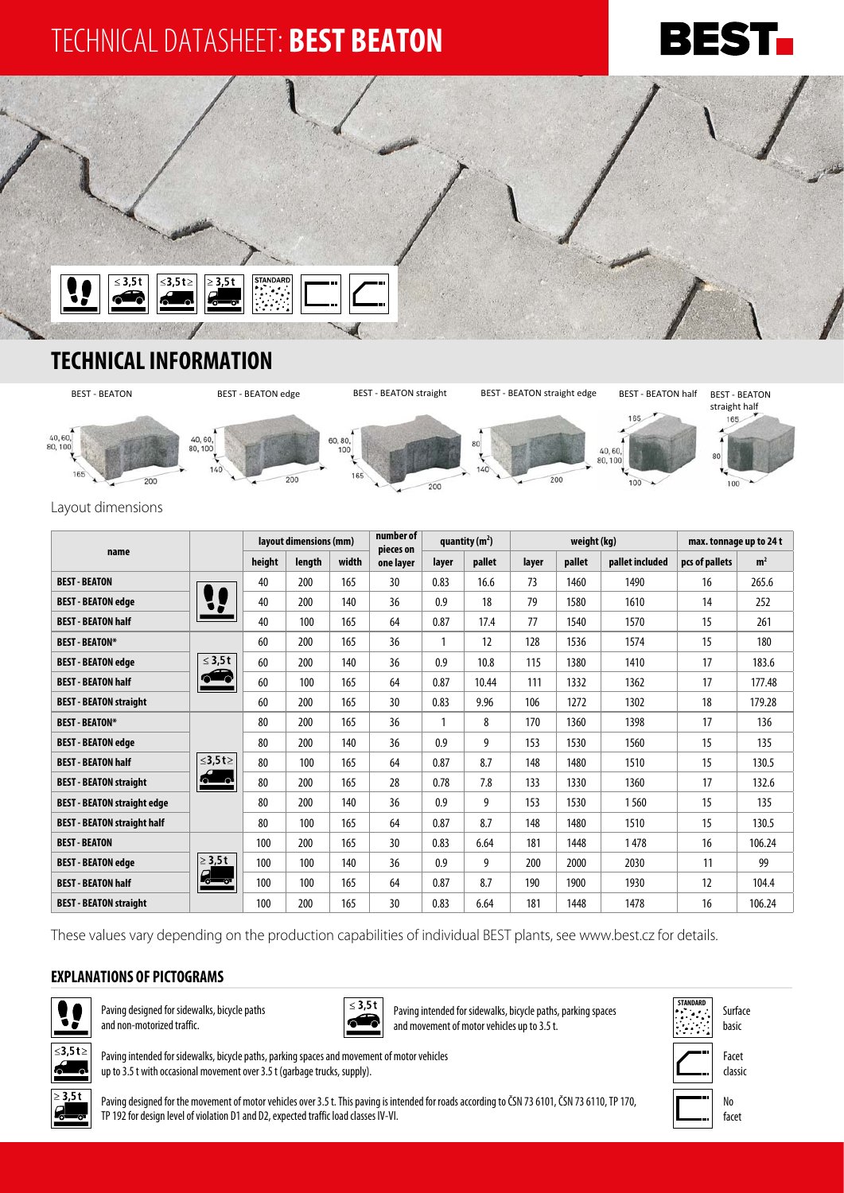# TECHNICAL DATASHEET: **BEST BEATON**

## TECHNICAL INFORMATION

BEST - BEATON | BEST - BEATON edge | BEST - BEATON straight | BEST - BEATON straight edge | BEST - BEATON half | BEST - BEATON straight half

Layout dimensions

| name | | layout dimensions (mm) | | | number of pieces on one layer | quantity (m²) | | weight (kg) | | | max. tonnage up to 24 t | |
|---|---|---|---|---|---|---|---|---|---|---|---|---|
| | | height | length | width | | layer | pallet | layer | pallet | pallet included | pcs of pallets | m² |
| **BEST - BEATON** | pedestrian | 40 | 200 | 165 | 30 | 0.83 | 16.6 | 73 | 1460 | 1490 | 16 | 265.6 |
| **BEST - BEATON edge** | | 40 | 200 | 140 | 36 | 0.9 | 18 | 79 | 1580 | 1610 | 14 | 252 |
| **BEST - BEATON half** | | 40 | 100 | 165 | 64 | 0.87 | 17.4 | 77 | 1540 | 1570 | 15 | 261 |
| **BEST - BEATON*** | ≤ 3,5 t | 60 | 200 | 165 | 36 | 1 | 12 | 128 | 1536 | 1574 | 15 | 180 |
| **BEST - BEATON edge** | | 60 | 200 | 140 | 36 | 0.9 | 10.8 | 115 | 1380 | 1410 | 17 | 183.6 |
| **BEST - BEATON half** | | 60 | 100 | 165 | 64 | 0.87 | 10.44 | 111 | 1332 | 1362 | 17 | 177.48 |
| **BEST - BEATON straight** | | 60 | 200 | 165 | 30 | 0.83 | 9.96 | 106 | 1272 | 1302 | 18 | 179.28 |
| **BEST - BEATON*** | ≤3,5 t≥ | 80 | 200 | 165 | 36 | 1 | 8 | 170 | 1360 | 1398 | 17 | 136 |
| **BEST - BEATON edge** | | 80 | 200 | 140 | 36 | 0.9 | 9 | 153 | 1530 | 1560 | 15 | 135 |
| **BEST - BEATON half** | | 80 | 100 | 165 | 64 | 0.87 | 8.7 | 148 | 1480 | 1510 | 15 | 130.5 |
| **BEST - BEATON straight** | | 80 | 200 | 165 | 28 | 0.78 | 7.8 | 133 | 1330 | 1360 | 17 | 132.6 |
| **BEST - BEATON straight edge** | | 80 | 200 | 140 | 36 | 0.9 | 9 | 153 | 1530 | 1 560 | 15 | 135 |
| **BEST - BEATON straight half** | | 80 | 100 | 165 | 64 | 0.87 | 8.7 | 148 | 1480 | 1510 | 15 | 130.5 |
| **BEST - BEATON** | ≥ 3,5 t | 100 | 200 | 165 | 30 | 0.83 | 6.64 | 181 | 1448 | 1478 | 16 | 106.24 |
| **BEST - BEATON edge** | | 100 | 100 | 140 | 36 | 0.9 | 9 | 200 | 2000 | 2030 | 11 | 99 |
| **BEST - BEATON half** | | 100 | 100 | 165 | 64 | 0.87 | 8.7 | 190 | 1900 | 1930 | 12 | 104.4 |
| **BEST - BEATON straight** | | 100 | 200 | 165 | 30 | 0.83 | 6.64 | 181 | 1448 | 1478 | 16 | 106.24 |

These values vary depending on the production capabilities of individual BEST plants, see www.best.cz for details.

### EXPLANATIONS OF PICTOGRAMS

Paving designed for sidewalks, bicycle paths and non-motorized traffic.

≤ 3,5 t — Paving intended for sidewalks, bicycle paths, parking spaces and movement of motor vehicles up to 3.5 t.

≤3,5 t≥ — Paving intended for sidewalks, bicycle paths, parking spaces and movement of motor vehicles up to 3.5 t with occasional movement over 3.5 t (garbage trucks, supply).

≥ 3,5 t — Paving designed for the movement of motor vehicles over 3.5 t. This paving is intended for roads according to ČSN 73 6101, ČSN 73 6110, TP 170, TP 192 for design level of violation D1 and D2, expected traffic load classes IV-VI.

STANDARD — Surface basic

Facet classic

No facet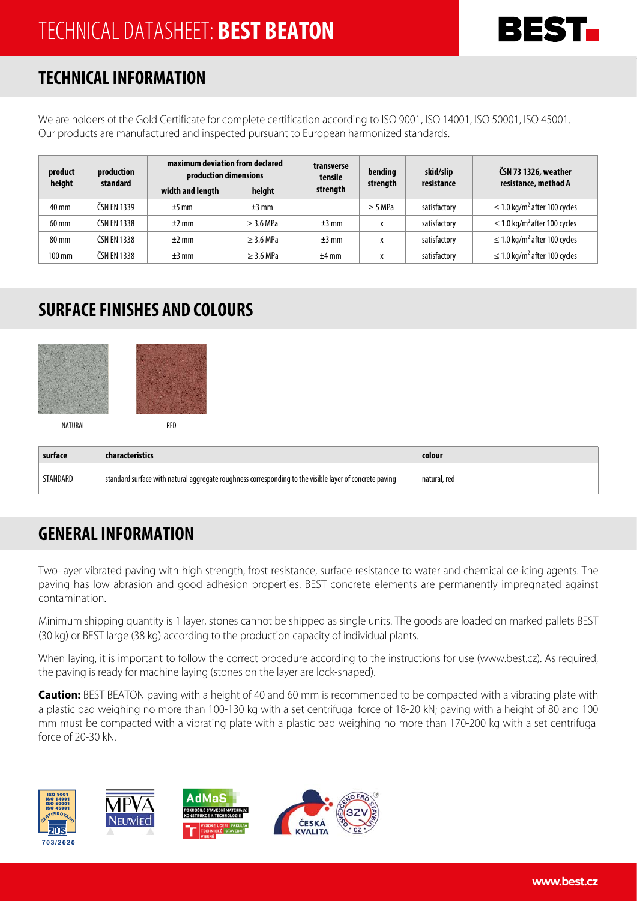# TECHNICAL DATASHEET: **BEST BEATON**

## TECHNICAL INFORMATION

We are holders of the Gold Certificate for complete certification according to ISO 9001, ISO 14001, ISO 50001, ISO 45001. Our products are manufactured and inspected pursuant to European harmonized standards.

| product height | production standard | maximum deviation from declared production dimensions | | transverse tensile strength | bending strength | skid/slip resistance | ČSN 73 1326, weather resistance, method A |
|---|---|---|---|---|---|---|---|
| | | width and length | height | | | | |
| 40 mm | ČSN EN 1339 | ±5 mm | ±3 mm | | ≥ 5 MPa | satisfactory | ≤ 1.0 kg/m² after 100 cycles |
| 60 mm | ČSN EN 1338 | ±2 mm | ≥ 3.6 MPa | ±3 mm | x | satisfactory | ≤ 1.0 kg/m² after 100 cycles |
| 80 mm | ČSN EN 1338 | ±2 mm | ≥ 3.6 MPa | ±3 mm | x | satisfactory | ≤ 1.0 kg/m² after 100 cycles |
| 100 mm | ČSN EN 1338 | ±3 mm | ≥ 3.6 MPa | ±4 mm | x | satisfactory | ≤ 1.0 kg/m² after 100 cycles |

## SURFACE FINISHES AND COLOURS

NATURAL

RED

| surface | characteristics | colour |
|---|---|---|
| STANDARD | standard surface with natural aggregate roughness corresponding to the visible layer of concrete paving | natural, red |

## GENERAL INFORMATION

Two-layer vibrated paving with high strength, frost resistance, surface resistance to water and chemical de-icing agents. The paving has low abrasion and good adhesion properties. BEST concrete elements are permanently impregnated against contamination.

Minimum shipping quantity is 1 layer, stones cannot be shipped as single units. The goods are loaded on marked pallets BEST (30 kg) or BEST large (38 kg) according to the production capacity of individual plants.

When laying, it is important to follow the correct procedure according to the instructions for use (www.best.cz). As required, the paving is ready for machine laying (stones on the layer are lock-shaped).

**Caution:** BEST BEATON paving with a height of 40 and 60 mm is recommended to be compacted with a vibrating plate with a plastic pad weighing no more than 100-130 kg with a set centrifugal force of 18-20 kN; paving with a height of 80 and 100 mm must be compacted with a vibrating plate with a plastic pad weighing no more than 170-200 kg with a set centrifugal force of 20-30 kN.